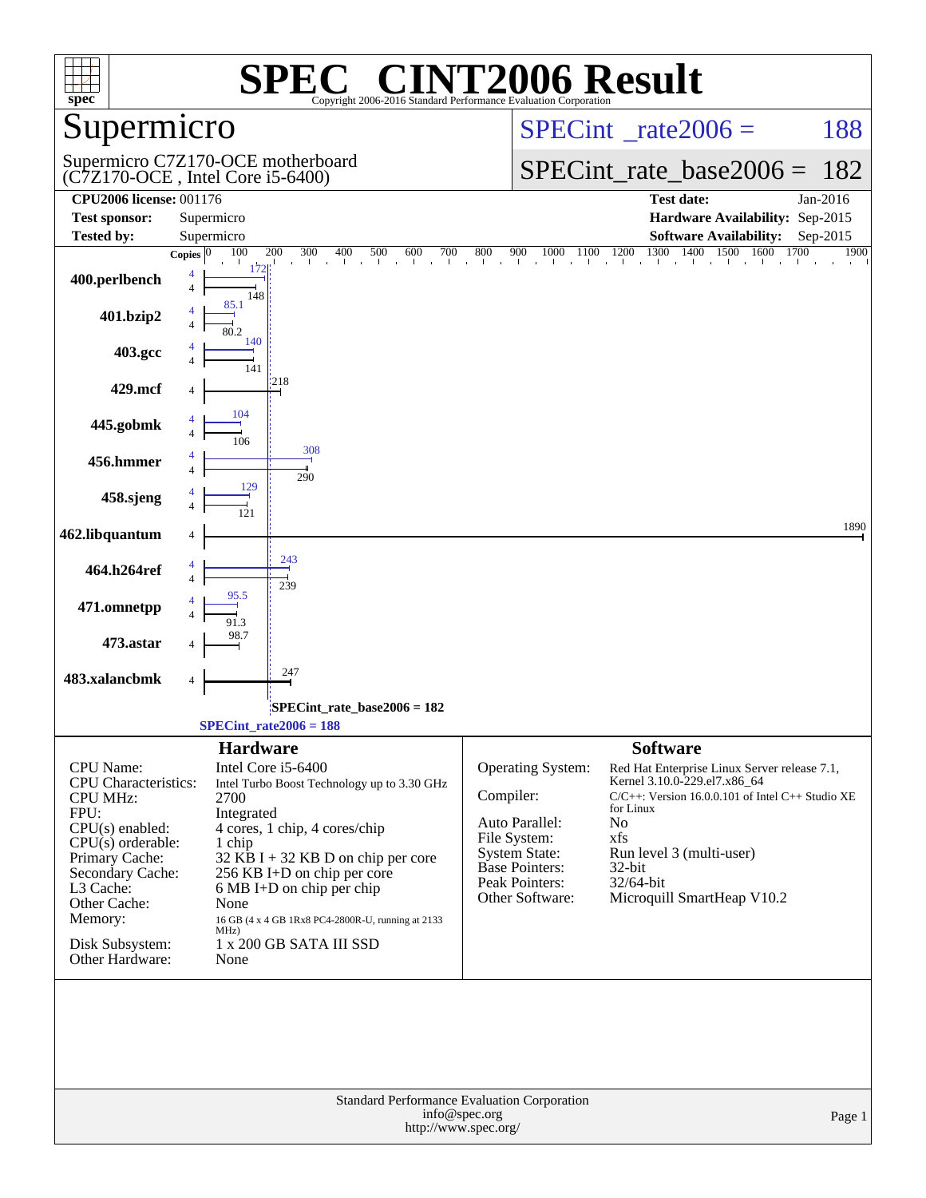# SPEC® CINT2006 Result

Copyright 2006-2016 Standard Performance Evaluation Corporation

## Supermicro

Supermicro C7Z170-OCE motherboard
(C7Z170-OCE , Intel Core i5-6400)

SPECint_rate2006 = 188

SPECint_rate_base2006 = 182

| | | | |
|---|---|---|---|
| **CPU2006 license:** 001176 | | **Test date:** | Jan-2016 |
| **Test sponsor:** | Supermicro | **Hardware Availability:** | Sep-2015 |
| **Tested by:** | Supermicro | **Software Availability:** | Sep-2015 |

| Benchmark | Copies | Peak | Base |
|---|---|---|---|
| 400.perlbench | 4 | 172 | 148 |
| 401.bzip2 | 4 | 85.1 | 80.2 |
| 403.gcc | 4 | 140 | 141 |
| 429.mcf | 4 | | 218 |
| 445.gobmk | 4 | 104 | 106 |
| 456.hmmer | 4 | 308 | 290 |
| 458.sjeng | 4 | 129 | 121 |
| 462.libquantum | 4 | | 1890 |
| 464.h264ref | 4 | 243 | 239 |
| 471.omnetpp | 4 | 95.5 | 91.3 |
| 473.astar | 4 | | 98.7 |
| 483.xalancbmk | 4 | | 247 |

SPECint_rate_base2006 = 182

SPECint_rate2006 = 188

## Hardware

| | |
|---|---|
| CPU Name: | Intel Core i5-6400 |
| CPU Characteristics: | Intel Turbo Boost Technology up to 3.30 GHz |
| CPU MHz: | 2700 |
| FPU: | Integrated |
| CPU(s) enabled: | 4 cores, 1 chip, 4 cores/chip |
| CPU(s) orderable: | 1 chip |
| Primary Cache: | 32 KB I + 32 KB D on chip per core |
| Secondary Cache: | 256 KB I+D on chip per core |
| L3 Cache: | 6 MB I+D on chip per chip |
| Other Cache: | None |
| Memory: | 16 GB (4 x 4 GB 1Rx8 PC4-2800R-U, running at 2133 MHz) |
| Disk Subsystem: | 1 x 200 GB SATA III SSD |
| Other Hardware: | None |

## Software

| | |
|---|---|
| Operating System: | Red Hat Enterprise Linux Server release 7.1, Kernel 3.10.0-229.el7.x86_64 |
| Compiler: | C/C++: Version 16.0.0.101 of Intel C++ Studio XE for Linux |
| Auto Parallel: | No |
| File System: | xfs |
| System State: | Run level 3 (multi-user) |
| Base Pointers: | 32-bit |
| Peak Pointers: | 32/64-bit |
| Other Software: | Microquill SmartHeap V10.2 |

Standard Performance Evaluation Corporation
info@spec.org
http://www.spec.org/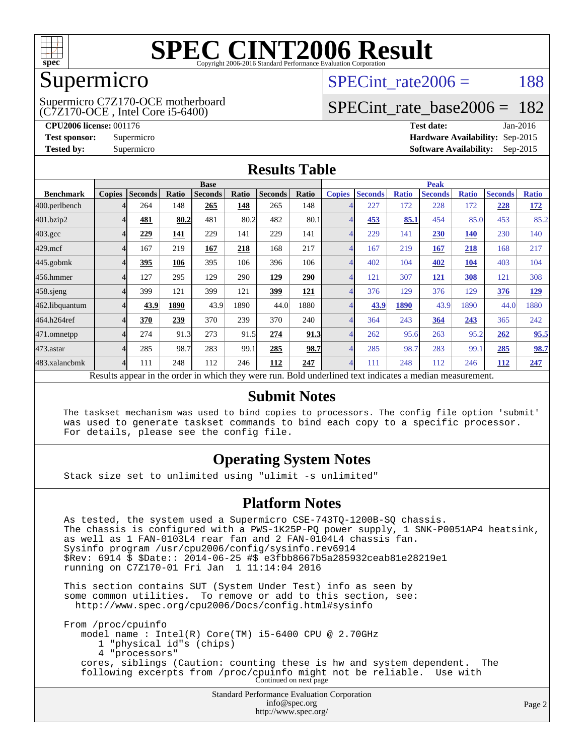# SPEC CINT2006 Result

Copyright 2006-2016 Standard Performance Evaluation Corporation

## Supermicro

Supermicro C7Z170-OCE motherboard
(C7Z170-OCE , Intel Core i5-6400)

SPECint_rate2006 = 188

SPECint_rate_base2006 = 182

**CPU2006 license:** 001176
**Test sponsor:** Supermicro
**Tested by:** Supermicro

**Test date:** Jan-2016
**Hardware Availability:** Sep-2015
**Software Availability:** Sep-2015

## Results Table

| Benchmark | Base | | | | | | | Peak | | | | | | |
|---|---|---|---|---|---|---|---|---|---|---|---|---|---|---|
| | Copies | Seconds | Ratio | Seconds | Ratio | Seconds | Ratio | Copies | Seconds | Ratio | Seconds | Ratio | Seconds | Ratio |
| 400.perlbench | 4 | 264 | 148 | **265** | **148** | 265 | 148 | 4 | 227 | 172 | 228 | 172 | **228** | **172** |
| 401.bzip2 | 4 | **481** | **80.2** | 481 | 80.2 | 482 | 80.1 | 4 | **453** | **85.1** | 454 | 85.0 | 453 | 85.2 |
| 403.gcc | 4 | **229** | **141** | 229 | 141 | 229 | 141 | 4 | 229 | 141 | **230** | **140** | 230 | 140 |
| 429.mcf | 4 | 167 | 219 | **167** | **218** | 168 | 217 | 4 | 167 | 219 | **167** | **218** | 168 | 217 |
| 445.gobmk | 4 | **395** | **106** | 395 | 106 | 396 | 106 | 4 | 402 | 104 | **402** | **104** | 403 | 104 |
| 456.hmmer | 4 | 127 | 295 | 129 | 290 | **129** | **290** | 4 | 121 | 307 | **121** | **308** | 121 | 308 |
| 458.sjeng | 4 | 399 | 121 | 399 | 121 | **399** | **121** | 4 | 376 | 129 | 376 | 129 | **376** | **129** |
| 462.libquantum | 4 | **43.9** | **1890** | 43.9 | 1890 | 44.0 | 1880 | 4 | **43.9** | **1890** | 43.9 | 1890 | 44.0 | 1880 |
| 464.h264ref | 4 | **370** | **239** | 370 | 239 | 370 | 240 | 4 | 364 | 243 | **364** | **243** | 365 | 242 |
| 471.omnetpp | 4 | 274 | 91.3 | 273 | 91.5 | **274** | **91.3** | 4 | 262 | 95.6 | 263 | 95.2 | **262** | **95.5** |
| 473.astar | 4 | 285 | 98.7 | 283 | 99.1 | **285** | **98.7** | 4 | 285 | 98.7 | 283 | 99.1 | **285** | **98.7** |
| 483.xalancbmk | 4 | 111 | 248 | 112 | 246 | **112** | **247** | 4 | 111 | 248 | 112 | 246 | **112** | **247** |

Results appear in the order in which they were run. Bold underlined text indicates a median measurement.

## Submit Notes

```
The taskset mechanism was used to bind copies to processors. The config file option 'submit'
was used to generate taskset commands to bind each copy to a specific processor.
For details, please see the config file.
```

## Operating System Notes

```
Stack size set to unlimited using "ulimit -s unlimited"
```

## Platform Notes

```
As tested, the system used a Supermicro CSE-743TQ-1200B-SQ chassis.
The chassis is configured with a PWS-1K25P-PQ power supply, 1 SNK-P0051AP4 heatsink,
as well as 1 FAN-0103L4 rear fan and 2 FAN-0104L4 chassis fan.
Sysinfo program /usr/cpu2006/config/sysinfo.rev6914
$Rev: 6914 $ $Date:: 2014-06-25 #$ e3fbb8667b5a285932ceab81e28219e1
running on C7Z170-01 Fri Jan  1 11:14:04 2016

This section contains SUT (System Under Test) info as seen by
some common utilities.  To remove or add to this section, see:
  http://www.spec.org/cpu2006/Docs/config.html#sysinfo

From /proc/cpuinfo
   model name : Intel(R) Core(TM) i5-6400 CPU @ 2.70GHz
      1 "physical id"s (chips)
      4 "processors"
   cores, siblings (Caution: counting these is hw and system dependent.  The
   following excerpts from /proc/cpuinfo might not be reliable.  Use with
```

Continued on next page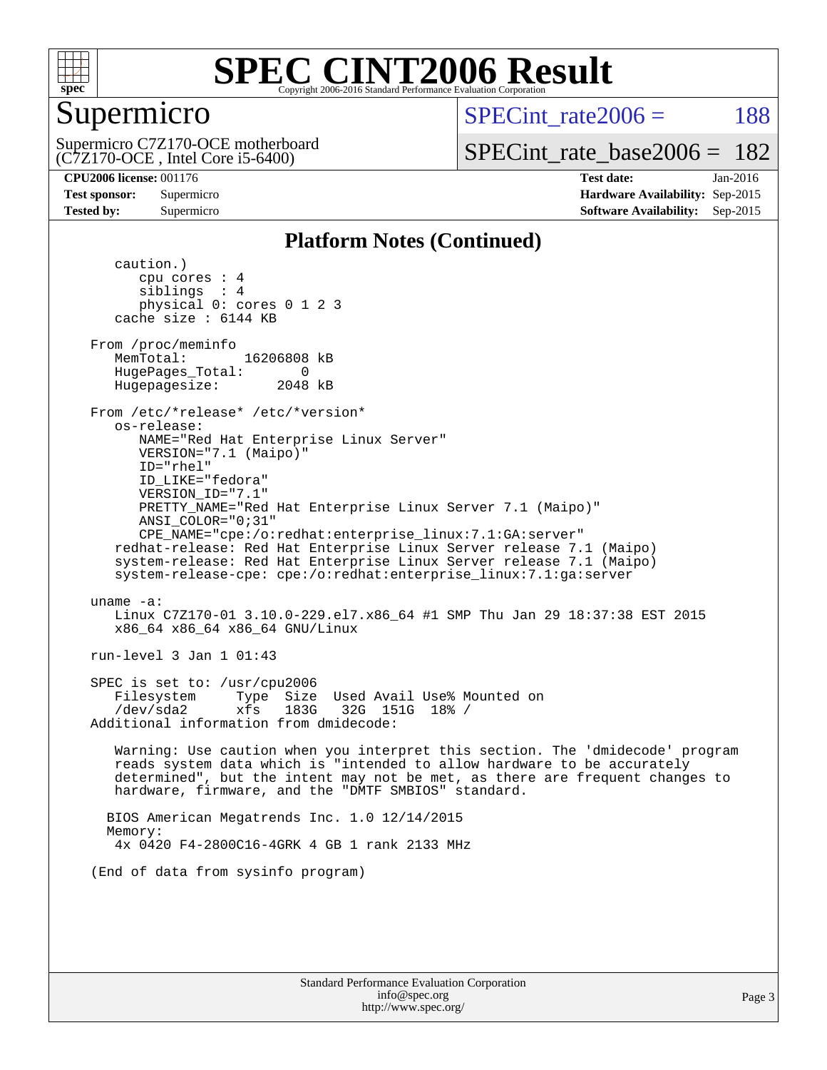## Platform Notes (Continued)

```
      caution.)
         cpu cores : 4
         siblings  : 4
         physical 0: cores 0 1 2 3
      cache size : 6144 KB

   From /proc/meminfo
      MemTotal:       16206808 kB
      HugePages_Total:       0
      Hugepagesize:       2048 kB

   From /etc/*release* /etc/*version*
      os-release:
         NAME="Red Hat Enterprise Linux Server"
         VERSION="7.1 (Maipo)"
         ID="rhel"
         ID_LIKE="fedora"
         VERSION_ID="7.1"
         PRETTY_NAME="Red Hat Enterprise Linux Server 7.1 (Maipo)"
         ANSI_COLOR="0;31"
         CPE_NAME="cpe:/o:redhat:enterprise_linux:7.1:GA:server"
      redhat-release: Red Hat Enterprise Linux Server release 7.1 (Maipo)
      system-release: Red Hat Enterprise Linux Server release 7.1 (Maipo)
      system-release-cpe: cpe:/o:redhat:enterprise_linux:7.1:ga:server

   uname -a:
      Linux C7Z170-01 3.10.0-229.el7.x86_64 #1 SMP Thu Jan 29 18:37:38 EST 2015
      x86_64 x86_64 x86_64 GNU/Linux

   run-level 3 Jan 1 01:43

   SPEC is set to: /usr/cpu2006
      Filesystem     Type  Size  Used Avail Use% Mounted on
      /dev/sda2      xfs   183G   32G  151G  18% /
   Additional information from dmidecode:

      Warning: Use caution when you interpret this section. The 'dmidecode' program
      reads system data which is "intended to allow hardware to be accurately
      determined", but the intent may not be met, as there are frequent changes to
      hardware, firmware, and the "DMTF SMBIOS" standard.

     BIOS American Megatrends Inc. 1.0 12/14/2015
     Memory:
      4x 0420 F4-2800C16-4GRK 4 GB 1 rank 2133 MHz

   (End of data from sysinfo program)
```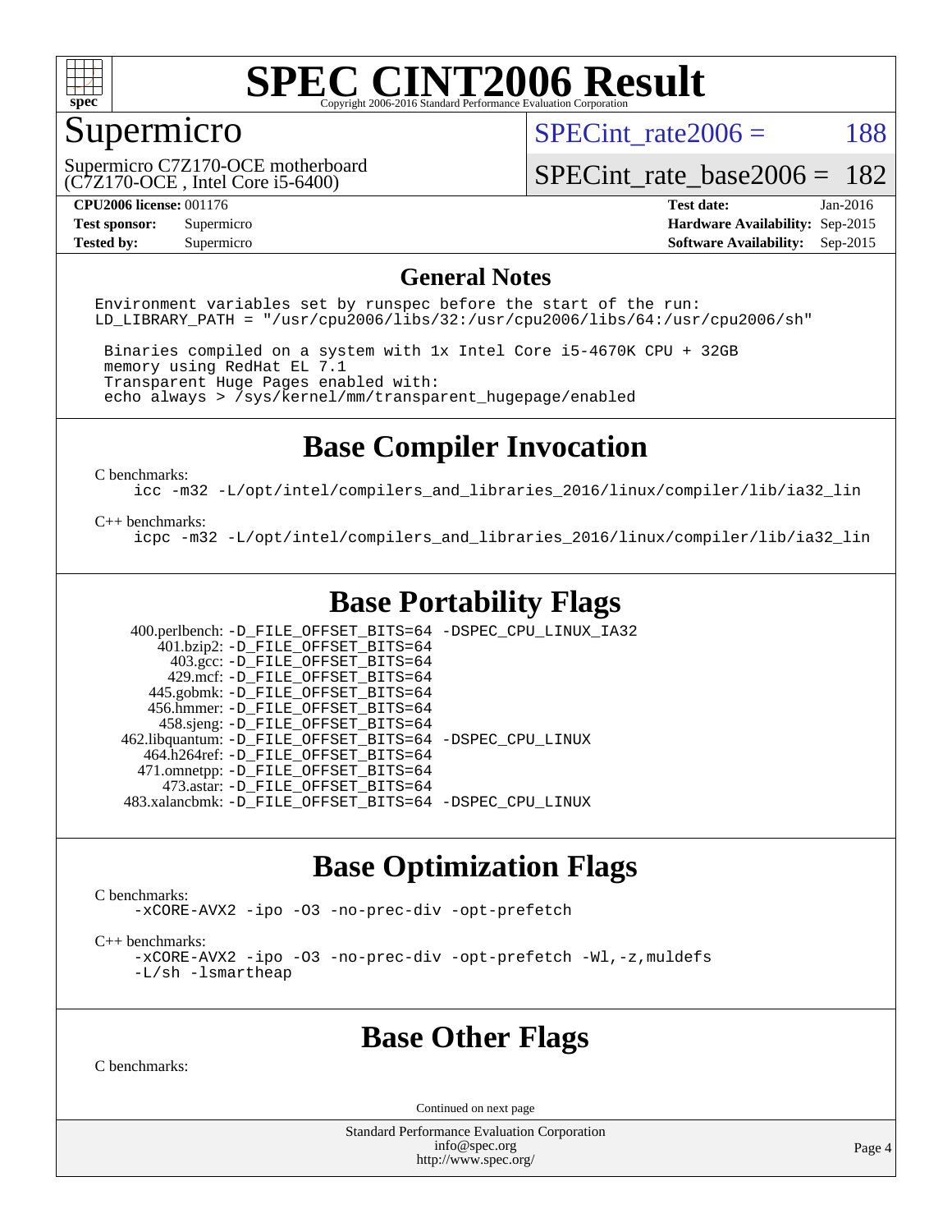# SPEC CINT2006 Result

Copyright 2006-2016 Standard Performance Evaluation Corporation

## Supermicro

Supermicro C7Z170-OCE motherboard
(C7Z170-OCE , Intel Core i5-6400)

SPECint_rate2006 = 188

SPECint_rate_base2006 = 182

| | | | |
|---|---|---|---|
| **CPU2006 license:** | 001176 | **Test date:** | Jan-2016 |
| **Test sponsor:** | Supermicro | **Hardware Availability:** | Sep-2015 |
| **Tested by:** | Supermicro | **Software Availability:** | Sep-2015 |

## General Notes

```
Environment variables set by runspec before the start of the run:
LD_LIBRARY_PATH = "/usr/cpu2006/libs/32:/usr/cpu2006/libs/64:/usr/cpu2006/sh"

 Binaries compiled on a system with 1x Intel Core i5-4670K CPU + 32GB
 memory using RedHat EL 7.1
 Transparent Huge Pages enabled with:
 echo always > /sys/kernel/mm/transparent_hugepage/enabled
```

## Base Compiler Invocation

C benchmarks:

```
icc -m32 -L/opt/intel/compilers_and_libraries_2016/linux/compiler/lib/ia32_lin
```

C++ benchmarks:

```
icpc -m32 -L/opt/intel/compilers_and_libraries_2016/linux/compiler/lib/ia32_lin
```

## Base Portability Flags

```
   400.perlbench: -D_FILE_OFFSET_BITS=64 -DSPEC_CPU_LINUX_IA32
       401.bzip2: -D_FILE_OFFSET_BITS=64
         403.gcc: -D_FILE_OFFSET_BITS=64
         429.mcf: -D_FILE_OFFSET_BITS=64
       445.gobmk: -D_FILE_OFFSET_BITS=64
       456.hmmer: -D_FILE_OFFSET_BITS=64
       458.sjeng: -D_FILE_OFFSET_BITS=64
  462.libquantum: -D_FILE_OFFSET_BITS=64 -DSPEC_CPU_LINUX
     464.h264ref: -D_FILE_OFFSET_BITS=64
     471.omnetpp: -D_FILE_OFFSET_BITS=64
       473.astar: -D_FILE_OFFSET_BITS=64
  483.xalancbmk: -D_FILE_OFFSET_BITS=64 -DSPEC_CPU_LINUX
```

## Base Optimization Flags

C benchmarks:

```
-xCORE-AVX2 -ipo -O3 -no-prec-div -opt-prefetch
```

C++ benchmarks:

```
-xCORE-AVX2 -ipo -O3 -no-prec-div -opt-prefetch -Wl,-z,muldefs
-L/sh -lsmartheap
```

## Base Other Flags

C benchmarks:

Continued on next page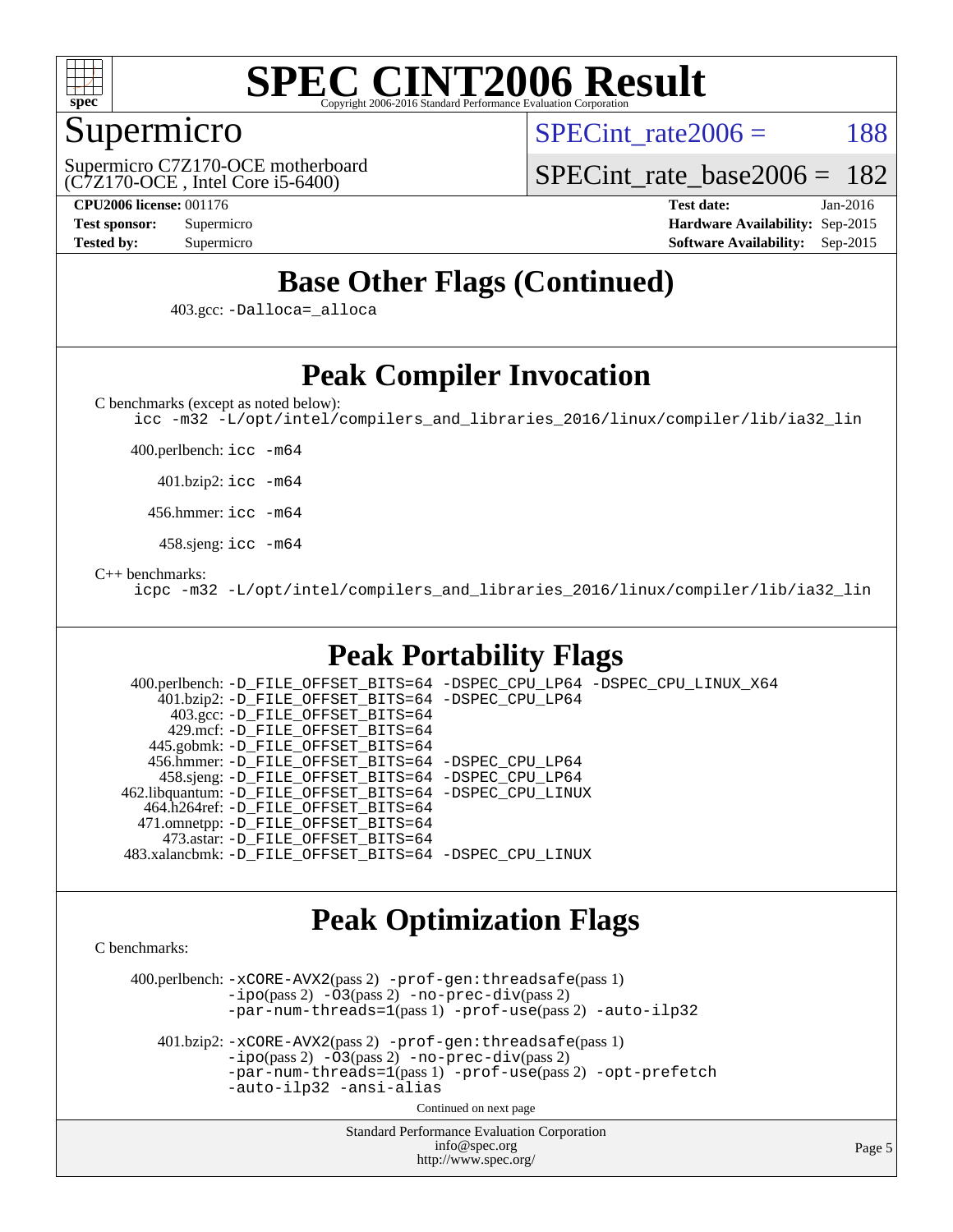# Base Other Flags (Continued)

403.gcc: -Dalloca=_alloca

# Peak Compiler Invocation

C benchmarks (except as noted below):
icc -m32 -L/opt/intel/compilers_and_libraries_2016/linux/compiler/lib/ia32_lin

400.perlbench: icc -m64

401.bzip2: icc -m64

456.hmmer: icc -m64

458.sjeng: icc -m64

C++ benchmarks:
icpc -m32 -L/opt/intel/compilers_and_libraries_2016/linux/compiler/lib/ia32_lin

# Peak Portability Flags

400.perlbench: -D_FILE_OFFSET_BITS=64 -DSPEC_CPU_LP64 -DSPEC_CPU_LINUX_X64
401.bzip2: -D_FILE_OFFSET_BITS=64 -DSPEC_CPU_LP64
403.gcc: -D_FILE_OFFSET_BITS=64
429.mcf: -D_FILE_OFFSET_BITS=64
445.gobmk: -D_FILE_OFFSET_BITS=64
456.hmmer: -D_FILE_OFFSET_BITS=64 -DSPEC_CPU_LP64
458.sjeng: -D_FILE_OFFSET_BITS=64 -DSPEC_CPU_LP64
462.libquantum: -D_FILE_OFFSET_BITS=64 -DSPEC_CPU_LINUX
464.h264ref: -D_FILE_OFFSET_BITS=64
471.omnetpp: -D_FILE_OFFSET_BITS=64
473.astar: -D_FILE_OFFSET_BITS=64
483.xalancbmk: -D_FILE_OFFSET_BITS=64 -DSPEC_CPU_LINUX

# Peak Optimization Flags

C benchmarks:

400.perlbench: -xCORE-AVX2(pass 2) -prof-gen:threadsafe(pass 1) -ipo(pass 2) -O3(pass 2) -no-prec-div(pass 2) -par-num-threads=1(pass 1) -prof-use(pass 2) -auto-ilp32

401.bzip2: -xCORE-AVX2(pass 2) -prof-gen:threadsafe(pass 1) -ipo(pass 2) -O3(pass 2) -no-prec-div(pass 2) -par-num-threads=1(pass 1) -prof-use(pass 2) -opt-prefetch -auto-ilp32 -ansi-alias

Continued on next page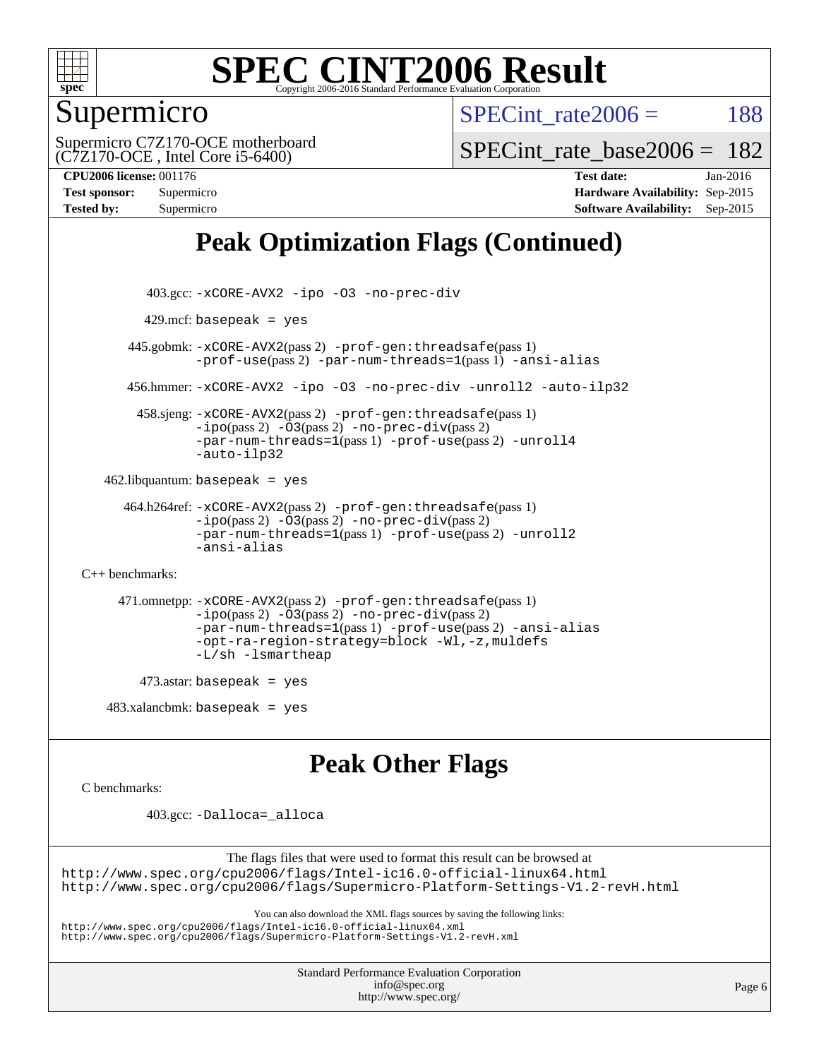# Peak Optimization Flags (Continued)

403.gcc: -xCORE-AVX2 -ipo -O3 -no-prec-div

429.mcf: basepeak = yes

445.gobmk: -xCORE-AVX2(pass 2) -prof-gen:threadsafe(pass 1) -prof-use(pass 2) -par-num-threads=1(pass 1) -ansi-alias

456.hmmer: -xCORE-AVX2 -ipo -O3 -no-prec-div -unroll2 -auto-ilp32

458.sjeng: -xCORE-AVX2(pass 2) -prof-gen:threadsafe(pass 1) -ipo(pass 2) -O3(pass 2) -no-prec-div(pass 2) -par-num-threads=1(pass 1) -prof-use(pass 2) -unroll4 -auto-ilp32

462.libquantum: basepeak = yes

464.h264ref: -xCORE-AVX2(pass 2) -prof-gen:threadsafe(pass 1) -ipo(pass 2) -O3(pass 2) -no-prec-div(pass 2) -par-num-threads=1(pass 1) -prof-use(pass 2) -unroll2 -ansi-alias

C++ benchmarks:

471.omnetpp: -xCORE-AVX2(pass 2) -prof-gen:threadsafe(pass 1) -ipo(pass 2) -O3(pass 2) -no-prec-div(pass 2) -par-num-threads=1(pass 1) -prof-use(pass 2) -ansi-alias -opt-ra-region-strategy=block -Wl,-z,muldefs -L/sh -lsmartheap

473.astar: basepeak = yes

483.xalancbmk: basepeak = yes

# Peak Other Flags

C benchmarks:

403.gcc: -Dalloca=_alloca

The flags files that were used to format this result can be browsed at
http://www.spec.org/cpu2006/flags/Intel-ic16.0-official-linux64.html
http://www.spec.org/cpu2006/flags/Supermicro-Platform-Settings-V1.2-revH.html

You can also download the XML flags sources by saving the following links:
http://www.spec.org/cpu2006/flags/Intel-ic16.0-official-linux64.xml
http://www.spec.org/cpu2006/flags/Supermicro-Platform-Settings-V1.2-revH.xml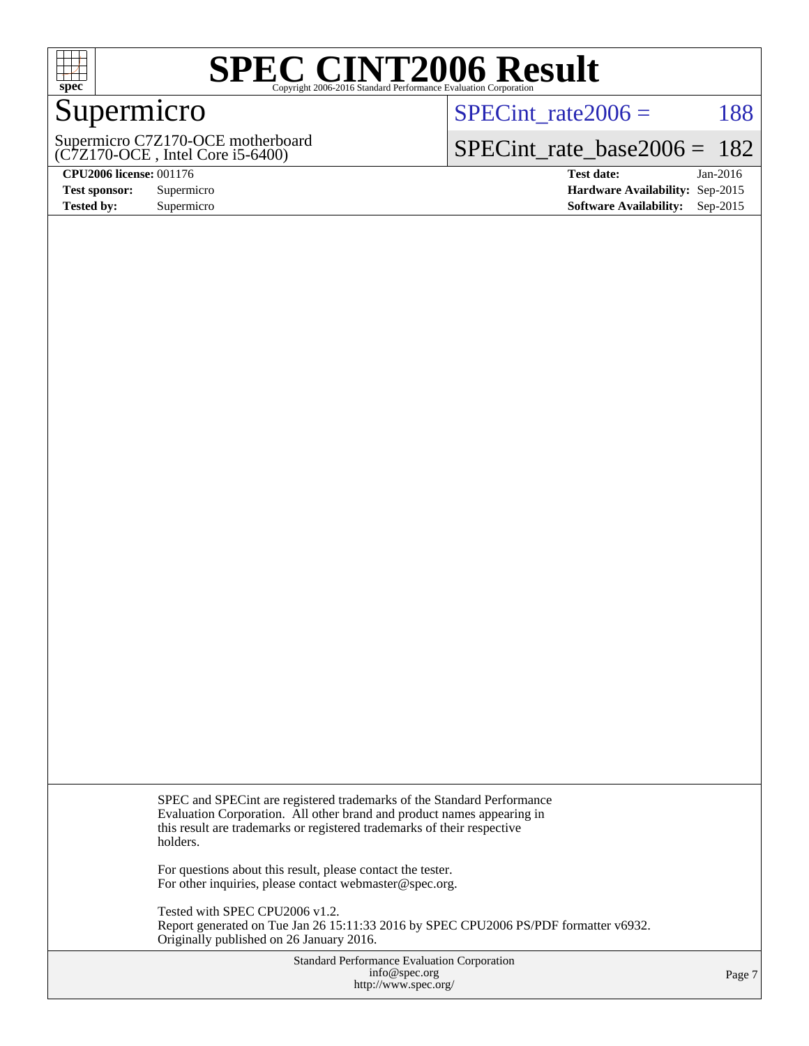SPEC and SPECint are registered trademarks of the Standard Performance Evaluation Corporation. All other brand and product names appearing in this result are trademarks or registered trademarks of their respective holders.

For questions about this result, please contact the tester.
For other inquiries, please contact webmaster@spec.org.

Tested with SPEC CPU2006 v1.2.
Report generated on Tue Jan 26 15:11:33 2016 by SPEC CPU2006 PS/PDF formatter v6932.
Originally published on 26 January 2016.